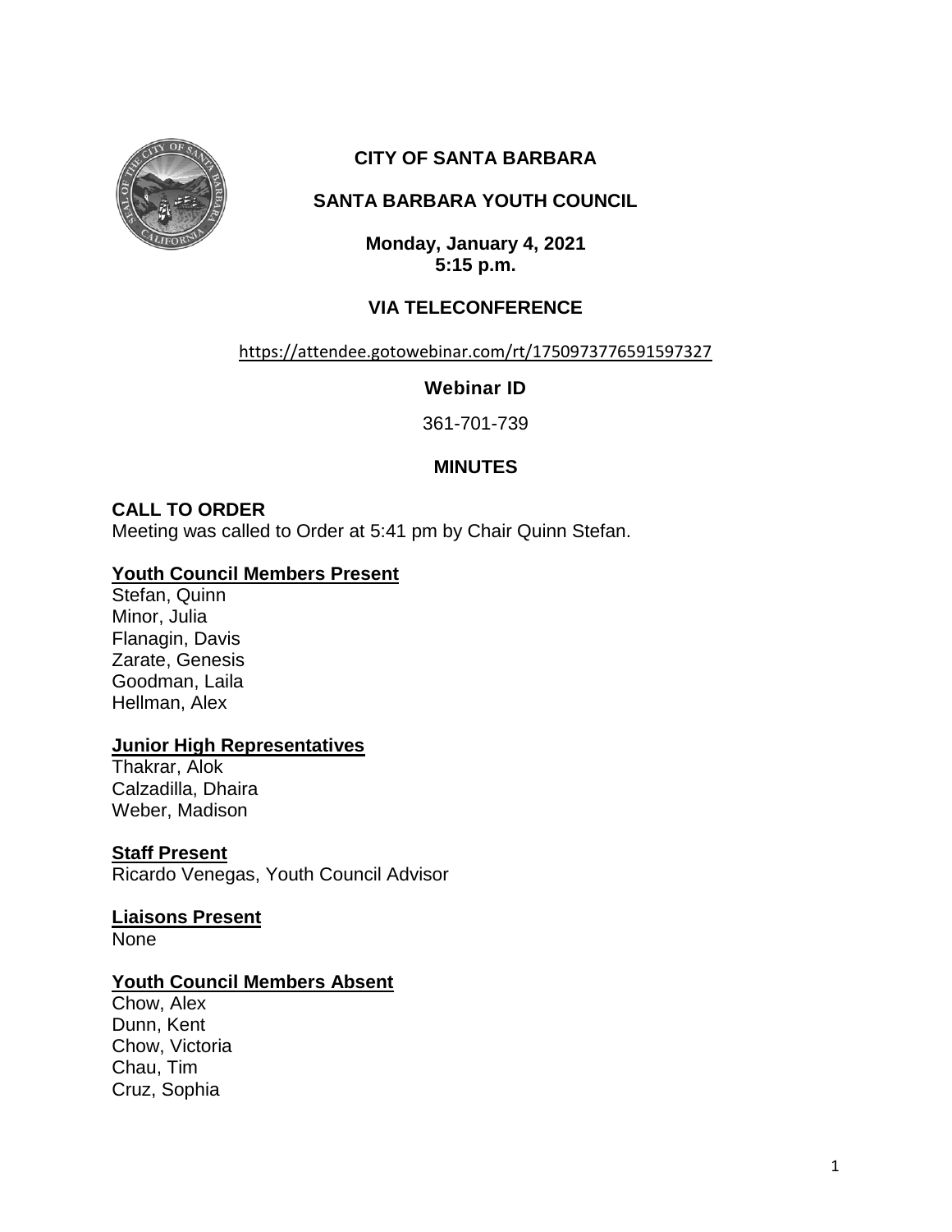# CITY OF SANTA BARBARA

## SANTA BARBARA YOUTH COUNCIL

**Monday, January 4, 2021**
**5:15 p.m.**

**VIA TELECONFERENCE**

https://attendee.gotowebinar.com/rt/1750973776591597327

**Webinar ID**

361-701-739

**MINUTES**

**CALL TO ORDER**

Meeting was called to Order at 5:41 pm by Chair Quinn Stefan.

**Youth Council Members Present**

Stefan, Quinn
Minor, Julia
Flanagin, Davis
Zarate, Genesis
Goodman, Laila
Hellman, Alex

**Junior High Representatives**

Thakrar, Alok
Calzadilla, Dhaira
Weber, Madison

**Staff Present**

Ricardo Venegas, Youth Council Advisor

**Liaisons Present**

None

**Youth Council Members Absent**

Chow, Alex
Dunn, Kent
Chow, Victoria
Chau, Tim
Cruz, Sophia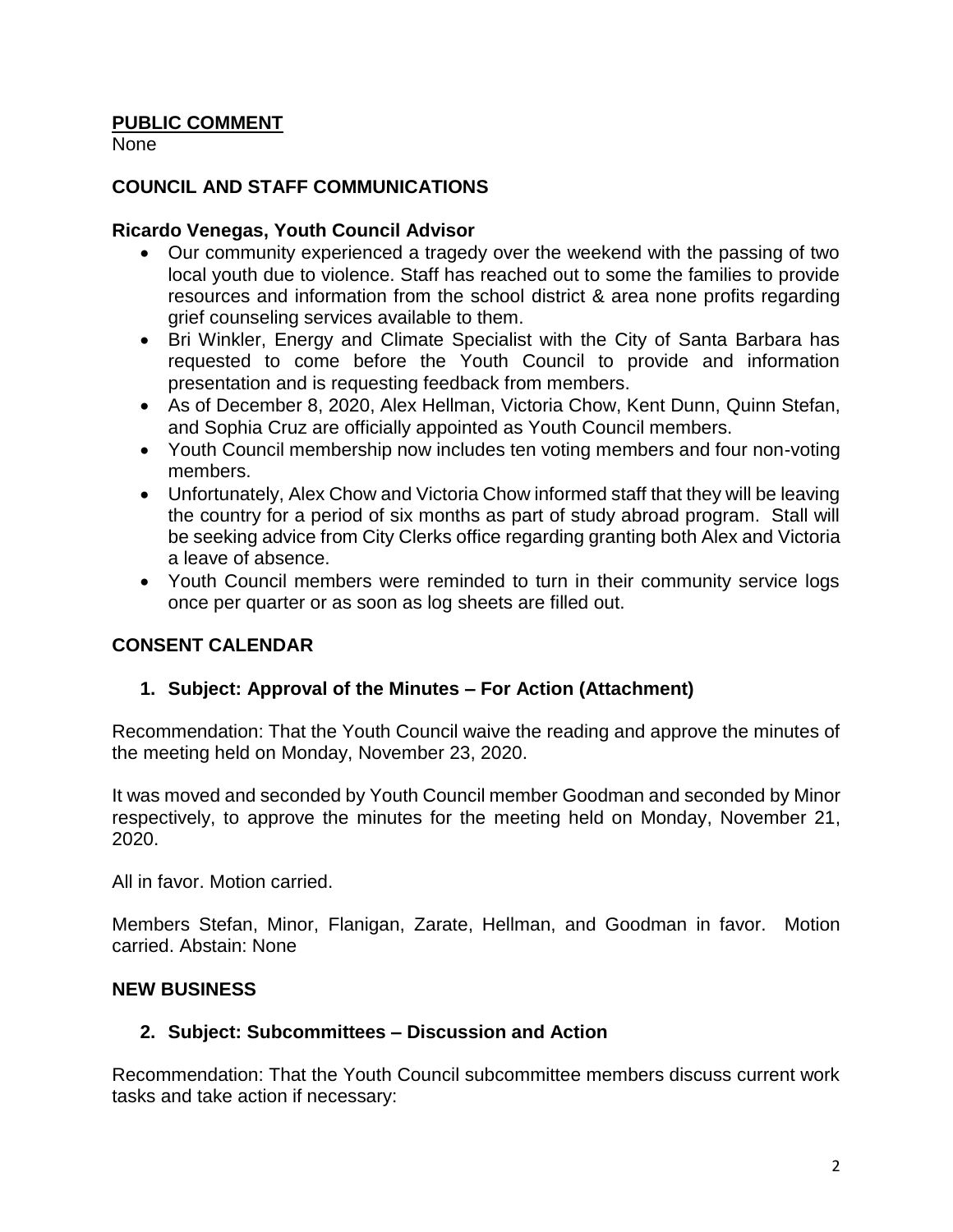## PUBLIC COMMENT

None

### COUNCIL AND STAFF COMMUNICATIONS

#### Ricardo Venegas, Youth Council Advisor

- Our community experienced a tragedy over the weekend with the passing of two local youth due to violence. Staff has reached out to some the families to provide resources and information from the school district & area none profits regarding grief counseling services available to them.
- Bri Winkler, Energy and Climate Specialist with the City of Santa Barbara has requested to come before the Youth Council to provide and information presentation and is requesting feedback from members.
- As of December 8, 2020, Alex Hellman, Victoria Chow, Kent Dunn, Quinn Stefan, and Sophia Cruz are officially appointed as Youth Council members.
- Youth Council membership now includes ten voting members and four non-voting members.
- Unfortunately, Alex Chow and Victoria Chow informed staff that they will be leaving the country for a period of six months as part of study abroad program. Stall will be seeking advice from City Clerks office regarding granting both Alex and Victoria a leave of absence.
- Youth Council members were reminded to turn in their community service logs once per quarter or as soon as log sheets are filled out.

### CONSENT CALENDAR

#### 1. Subject: Approval of the Minutes – For Action (Attachment)

Recommendation: That the Youth Council waive the reading and approve the minutes of the meeting held on Monday, November 23, 2020.

It was moved and seconded by Youth Council member Goodman and seconded by Minor respectively, to approve the minutes for the meeting held on Monday, November 21, 2020.

All in favor. Motion carried.

Members Stefan, Minor, Flanigan, Zarate, Hellman, and Goodman in favor. Motion carried. Abstain: None

### NEW BUSINESS

#### 2. Subject: Subcommittees – Discussion and Action

Recommendation: That the Youth Council subcommittee members discuss current work tasks and take action if necessary: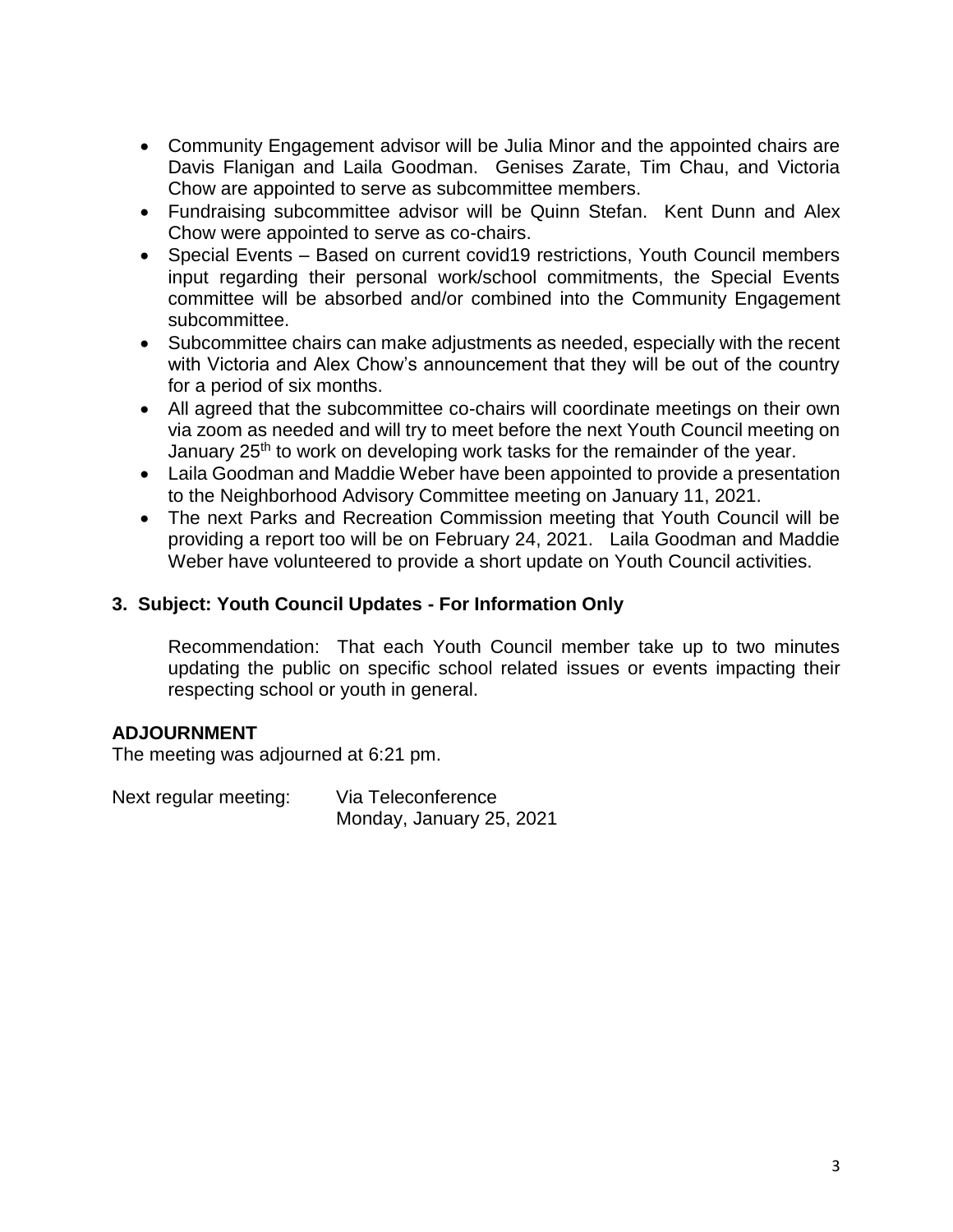- Community Engagement advisor will be Julia Minor and the appointed chairs are Davis Flanigan and Laila Goodman. Genises Zarate, Tim Chau, and Victoria Chow are appointed to serve as subcommittee members.
- Fundraising subcommittee advisor will be Quinn Stefan. Kent Dunn and Alex Chow were appointed to serve as co-chairs.
- Special Events – Based on current covid19 restrictions, Youth Council members input regarding their personal work/school commitments, the Special Events committee will be absorbed and/or combined into the Community Engagement subcommittee.
- Subcommittee chairs can make adjustments as needed, especially with the recent with Victoria and Alex Chow's announcement that they will be out of the country for a period of six months.
- All agreed that the subcommittee co-chairs will coordinate meetings on their own via zoom as needed and will try to meet before the next Youth Council meeting on January 25th to work on developing work tasks for the remainder of the year.
- Laila Goodman and Maddie Weber have been appointed to provide a presentation to the Neighborhood Advisory Committee meeting on January 11, 2021.
- The next Parks and Recreation Commission meeting that Youth Council will be providing a report too will be on February 24, 2021. Laila Goodman and Maddie Weber have volunteered to provide a short update on Youth Council activities.

### 3. Subject: Youth Council Updates - For Information Only

Recommendation: That each Youth Council member take up to two minutes updating the public on specific school related issues or events impacting their respecting school or youth in general.

**ADJOURNMENT**

The meeting was adjourned at 6:21 pm.

Next regular meeting: Via Teleconference
Monday, January 25, 2021